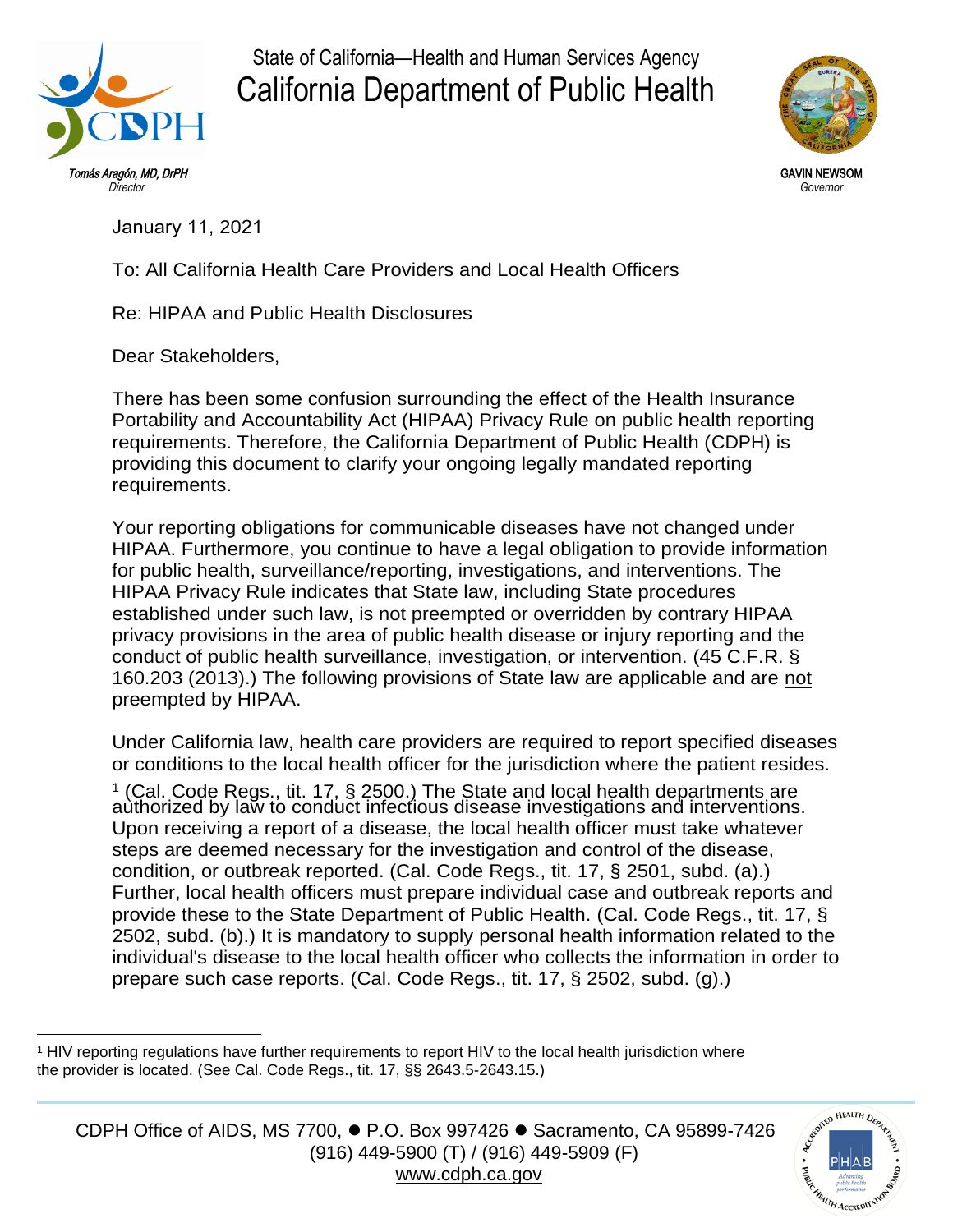State of California—Health and Human Services Agency

# California Department of Public Health

*Tomás Aragón, MD, DrPH*
*Director*

**GAVIN NEWSOM**
*Governor*

January 11, 2021

To: All California Health Care Providers and Local Health Officers

Re: HIPAA and Public Health Disclosures

Dear Stakeholders,

There has been some confusion surrounding the effect of the Health Insurance Portability and Accountability Act (HIPAA) Privacy Rule on public health reporting requirements. Therefore, the California Department of Public Health (CDPH) is providing this document to clarify your ongoing legally mandated reporting requirements.

Your reporting obligations for communicable diseases have not changed under HIPAA. Furthermore, you continue to have a legal obligation to provide information for public health, surveillance/reporting, investigations, and interventions. The HIPAA Privacy Rule indicates that State law, including State procedures established under such law, is not preempted or overridden by contrary HIPAA privacy provisions in the area of public health disease or injury reporting and the conduct of public health surveillance, investigation, or intervention. (45 C.F.R. § 160.203 (2013).) The following provisions of State law are applicable and are not preempted by HIPAA.

Under California law, health care providers are required to report specified diseases or conditions to the local health officer for the jurisdiction where the patient resides.[1] (Cal. Code Regs., tit. 17, § 2500.) The State and local health departments are authorized by law to conduct infectious disease investigations and interventions. Upon receiving a report of a disease, the local health officer must take whatever steps are deemed necessary for the investigation and control of the disease, condition, or outbreak reported. (Cal. Code Regs., tit. 17, § 2501, subd. (a).) Further, local health officers must prepare individual case and outbreak reports and provide these to the State Department of Public Health. (Cal. Code Regs., tit. 17, § 2502, subd. (b).) It is mandatory to supply personal health information related to the individual's disease to the local health officer who collects the information in order to prepare such case reports. (Cal. Code Regs., tit. 17, § 2502, subd. (g).)

---

[1] HIV reporting regulations have further requirements to report HIV to the local health jurisdiction where the provider is located. (See Cal. Code Regs., tit. 17, §§ 2643.5-2643.15.)

CDPH Office of AIDS, MS 7700, ● P.O. Box 997426 ● Sacramento, CA 95899-7426
(916) 449-5900 (T) / (916) 449-5909 (F)
www.cdph.ca.gov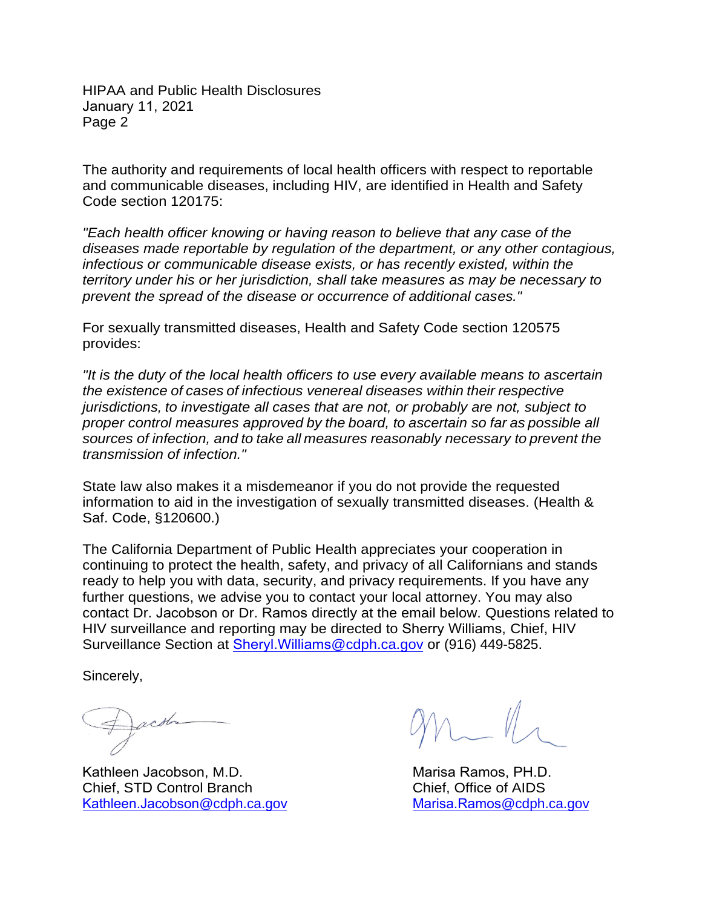The authority and requirements of local health officers with respect to reportable and communicable diseases, including HIV, are identified in Health and Safety Code section 120175:

*"Each health officer knowing or having reason to believe that any case of the diseases made reportable by regulation of the department, or any other contagious, infectious or communicable disease exists, or has recently existed, within the territory under his or her jurisdiction, shall take measures as may be necessary to prevent the spread of the disease or occurrence of additional cases."*

For sexually transmitted diseases, Health and Safety Code section 120575 provides:

*"It is the duty of the local health officers to use every available means to ascertain the existence of cases of infectious venereal diseases within their respective jurisdictions, to investigate all cases that are not, or probably are not, subject to proper control measures approved by the board, to ascertain so far as possible all sources of infection, and to take all measures reasonably necessary to prevent the transmission of infection."*

State law also makes it a misdemeanor if you do not provide the requested information to aid in the investigation of sexually transmitted diseases. (Health & Saf. Code, §120600.)

The California Department of Public Health appreciates your cooperation in continuing to protect the health, safety, and privacy of all Californians and stands ready to help you with data, security, and privacy requirements. If you have any further questions, we advise you to contact your local attorney. You may also contact Dr. Jacobson or Dr. Ramos directly at the email below. Questions related to HIV surveillance and reporting may be directed to Sherry Williams, Chief, HIV Surveillance Section at Sheryl.Williams@cdph.ca.gov or (916) 449-5825.

Sincerely,

Kathleen Jacobson, M.D.
Chief, STD Control Branch
Kathleen.Jacobson@cdph.ca.gov

Marisa Ramos, PH.D.
Chief, Office of AIDS
Marisa.Ramos@cdph.ca.gov